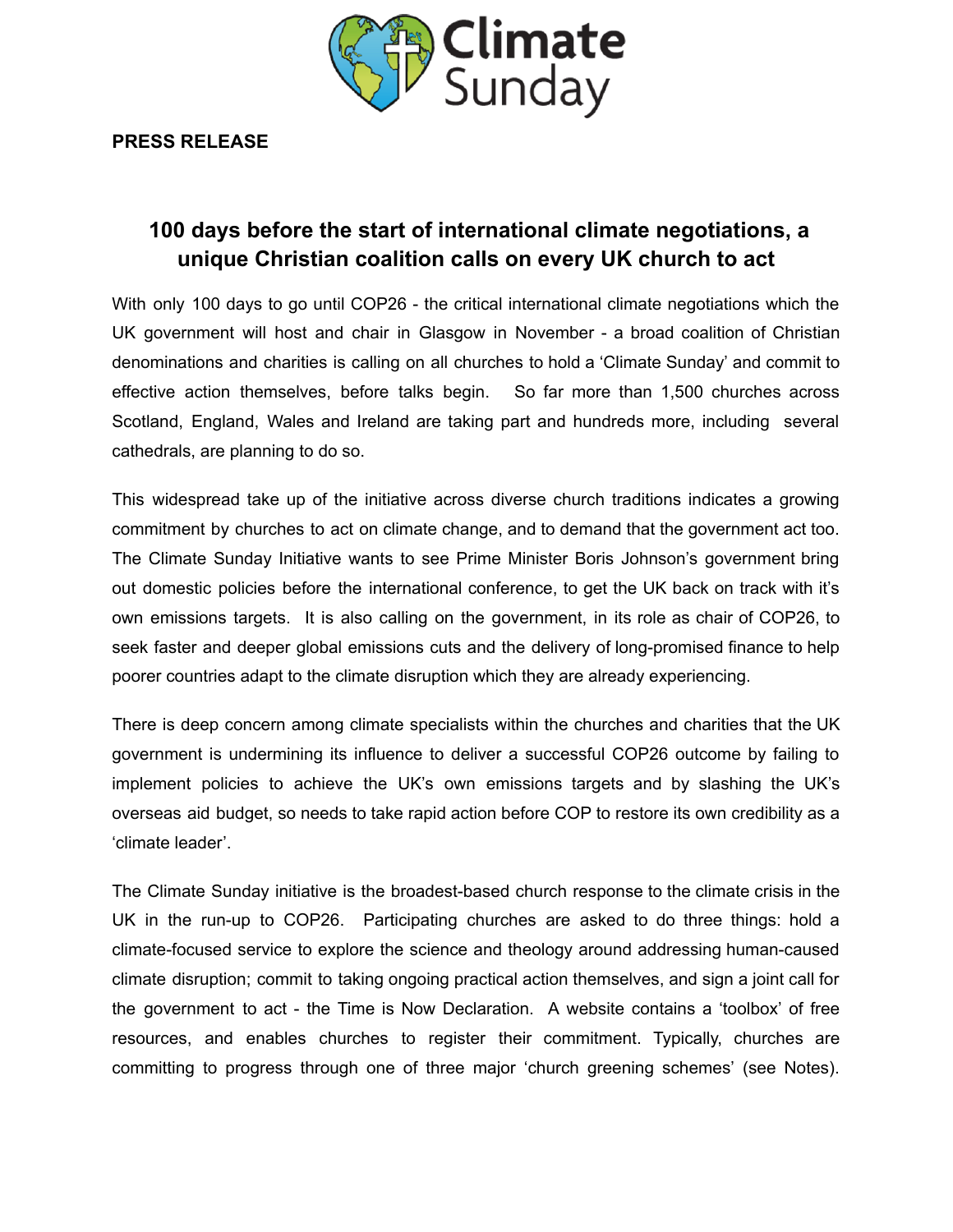Climate Sunday

**PRESS RELEASE**

# 100 days before the start of international climate negotiations, a unique Christian coalition calls on every UK church to act

With only 100 days to go until COP26 - the critical international climate negotiations which the UK government will host and chair in Glasgow in November - a broad coalition of Christian denominations and charities is calling on all churches to hold a 'Climate Sunday' and commit to effective action themselves, before talks begin. So far more than 1,500 churches across Scotland, England, Wales and Ireland are taking part and hundreds more, including several cathedrals, are planning to do so.

This widespread take up of the initiative across diverse church traditions indicates a growing commitment by churches to act on climate change, and to demand that the government act too. The Climate Sunday Initiative wants to see Prime Minister Boris Johnson's government bring out domestic policies before the international conference, to get the UK back on track with it's own emissions targets. It is also calling on the government, in its role as chair of COP26, to seek faster and deeper global emissions cuts and the delivery of long-promised finance to help poorer countries adapt to the climate disruption which they are already experiencing.

There is deep concern among climate specialists within the churches and charities that the UK government is undermining its influence to deliver a successful COP26 outcome by failing to implement policies to achieve the UK's own emissions targets and by slashing the UK's overseas aid budget, so needs to take rapid action before COP to restore its own credibility as a 'climate leader'.

The Climate Sunday initiative is the broadest-based church response to the climate crisis in the UK in the run-up to COP26. Participating churches are asked to do three things: hold a climate-focused service to explore the science and theology around addressing human-caused climate disruption; commit to taking ongoing practical action themselves, and sign a joint call for the government to act - the Time is Now Declaration. A website contains a 'toolbox' of free resources, and enables churches to register their commitment. Typically, churches are committing to progress through one of three major 'church greening schemes' (see Notes).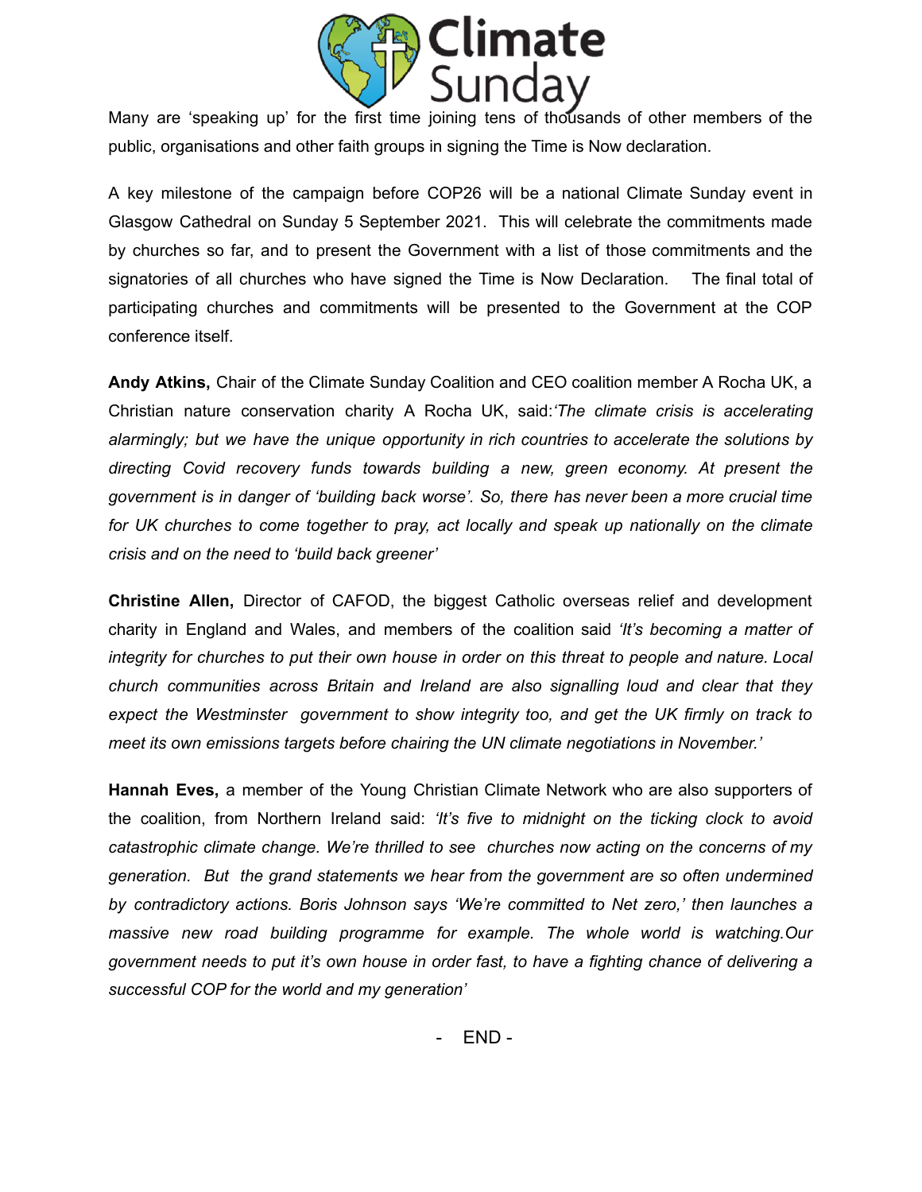Many are 'speaking up' for the first time joining tens of thousands of other members of the public, organisations and other faith groups in signing the Time is Now declaration.

A key milestone of the campaign before COP26 will be a national Climate Sunday event in Glasgow Cathedral on Sunday 5 September 2021. This will celebrate the commitments made by churches so far, and to present the Government with a list of those commitments and the signatories of all churches who have signed the Time is Now Declaration. The final total of participating churches and commitments will be presented to the Government at the COP conference itself.

**Andy Atkins,** Chair of the Climate Sunday Coalition and CEO coalition member A Rocha UK, a Christian nature conservation charity A Rocha UK, said:*'The climate crisis is accelerating alarmingly; but we have the unique opportunity in rich countries to accelerate the solutions by directing Covid recovery funds towards building a new, green economy. At present the government is in danger of 'building back worse'. So, there has never been a more crucial time for UK churches to come together to pray, act locally and speak up nationally on the climate crisis and on the need to 'build back greener'*

**Christine Allen,** Director of CAFOD, the biggest Catholic overseas relief and development charity in England and Wales, and members of the coalition said *'It's becoming a matter of integrity for churches to put their own house in order on this threat to people and nature. Local church communities across Britain and Ireland are also signalling loud and clear that they expect the Westminster government to show integrity too, and get the UK firmly on track to meet its own emissions targets before chairing the UN climate negotiations in November.'*

**Hannah Eves,** a member of the Young Christian Climate Network who are also supporters of the coalition, from Northern Ireland said: *'It's five to midnight on the ticking clock to avoid catastrophic climate change. We're thrilled to see churches now acting on the concerns of my generation. But the grand statements we hear from the government are so often undermined by contradictory actions. Boris Johnson says 'We're committed to Net zero,' then launches a massive new road building programme for example. The whole world is watching.Our government needs to put it's own house in order fast, to have a fighting chance of delivering a successful COP for the world and my generation'*

- END -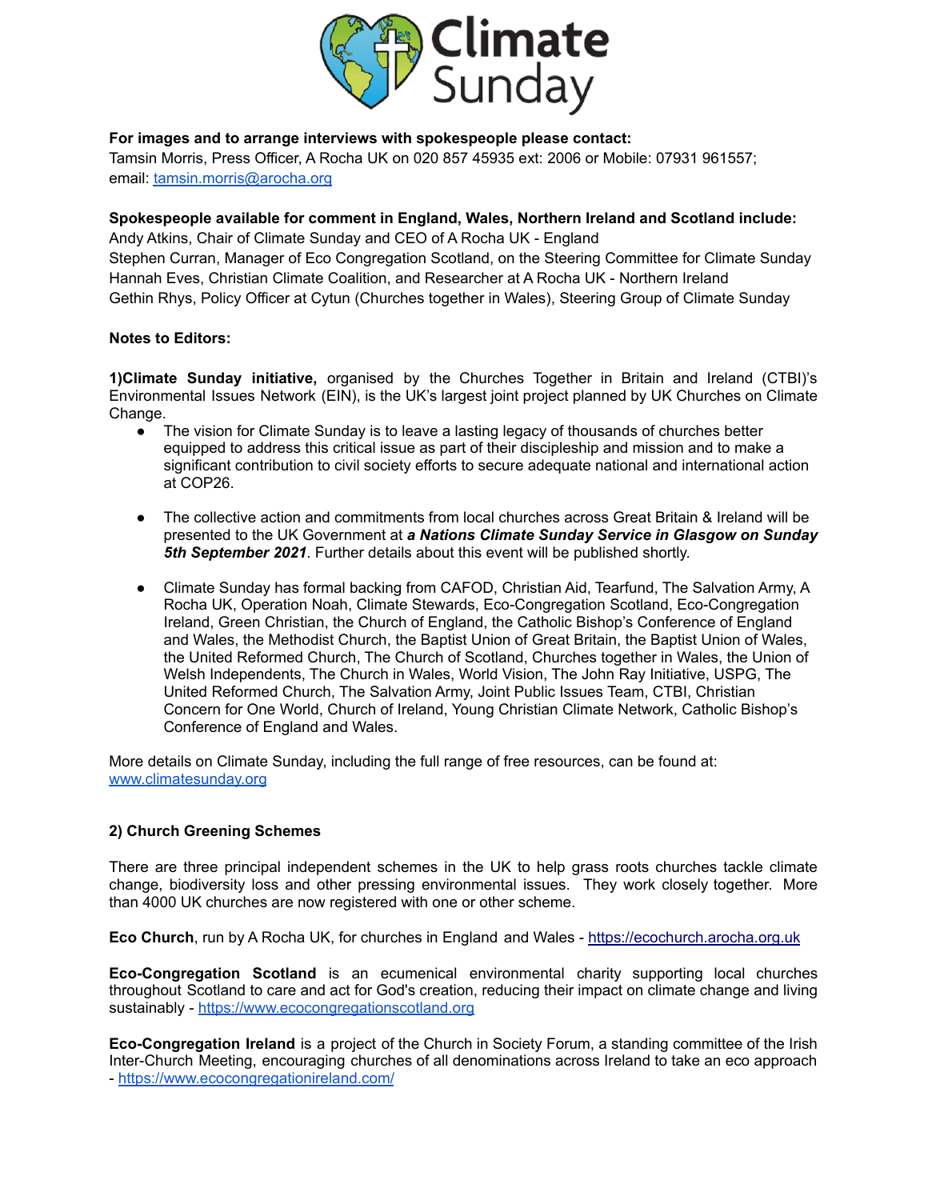**For images and to arrange interviews with spokespeople please contact:**
Tamsin Morris, Press Officer, A Rocha UK on 020 857 45935 ext: 2006 or Mobile: 07931 961557; email: tamsin.morris@arocha.org

**Spokespeople available for comment in England, Wales, Northern Ireland and Scotland include:**
Andy Atkins, Chair of Climate Sunday and CEO of A Rocha UK - England
Stephen Curran, Manager of Eco Congregation Scotland, on the Steering Committee for Climate Sunday
Hannah Eves, Christian Climate Coalition, and Researcher at A Rocha UK - Northern Ireland
Gethin Rhys, Policy Officer at Cytun (Churches together in Wales), Steering Group of Climate Sunday

**Notes to Editors:**

**1)Climate Sunday initiative,** organised by the Churches Together in Britain and Ireland (CTBI)'s Environmental Issues Network (EIN), is the UK's largest joint project planned by UK Churches on Climate Change.

- The vision for Climate Sunday is to leave a lasting legacy of thousands of churches better equipped to address this critical issue as part of their discipleship and mission and to make a significant contribution to civil society efforts to secure adequate national and international action at COP26.
- The collective action and commitments from local churches across Great Britain & Ireland will be presented to the UK Government at ***a Nations Climate Sunday Service in Glasgow on Sunday 5th September 2021***. Further details about this event will be published shortly.
- Climate Sunday has formal backing from CAFOD, Christian Aid, Tearfund, The Salvation Army, A Rocha UK, Operation Noah, Climate Stewards, Eco-Congregation Scotland, Eco-Congregation Ireland, Green Christian, the Church of England, the Catholic Bishop's Conference of England and Wales, the Methodist Church, the Baptist Union of Great Britain, the Baptist Union of Wales, the United Reformed Church, The Church of Scotland, Churches together in Wales, the Union of Welsh Independents, The Church in Wales, World Vision, The John Ray Initiative, USPG, The United Reformed Church, The Salvation Army, Joint Public Issues Team, CTBI, Christian Concern for One World, Church of Ireland, Young Christian Climate Network, Catholic Bishop's Conference of England and Wales.

More details on Climate Sunday, including the full range of free resources, can be found at: www.climatesunday.org

**2) Church Greening Schemes**

There are three principal independent schemes in the UK to help grass roots churches tackle climate change, biodiversity loss and other pressing environmental issues. They work closely together. More than 4000 UK churches are now registered with one or other scheme.

**Eco Church**, run by A Rocha UK, for churches in England and Wales - https://ecochurch.arocha.org.uk

**Eco-Congregation Scotland** is an ecumenical environmental charity supporting local churches throughout Scotland to care and act for God's creation, reducing their impact on climate change and living sustainably - https://www.ecocongregationscotland.org

**Eco-Congregation Ireland** is a project of the Church in Society Forum, a standing committee of the Irish Inter-Church Meeting, encouraging churches of all denominations across Ireland to take an eco approach - https://www.ecocongregationireland.com/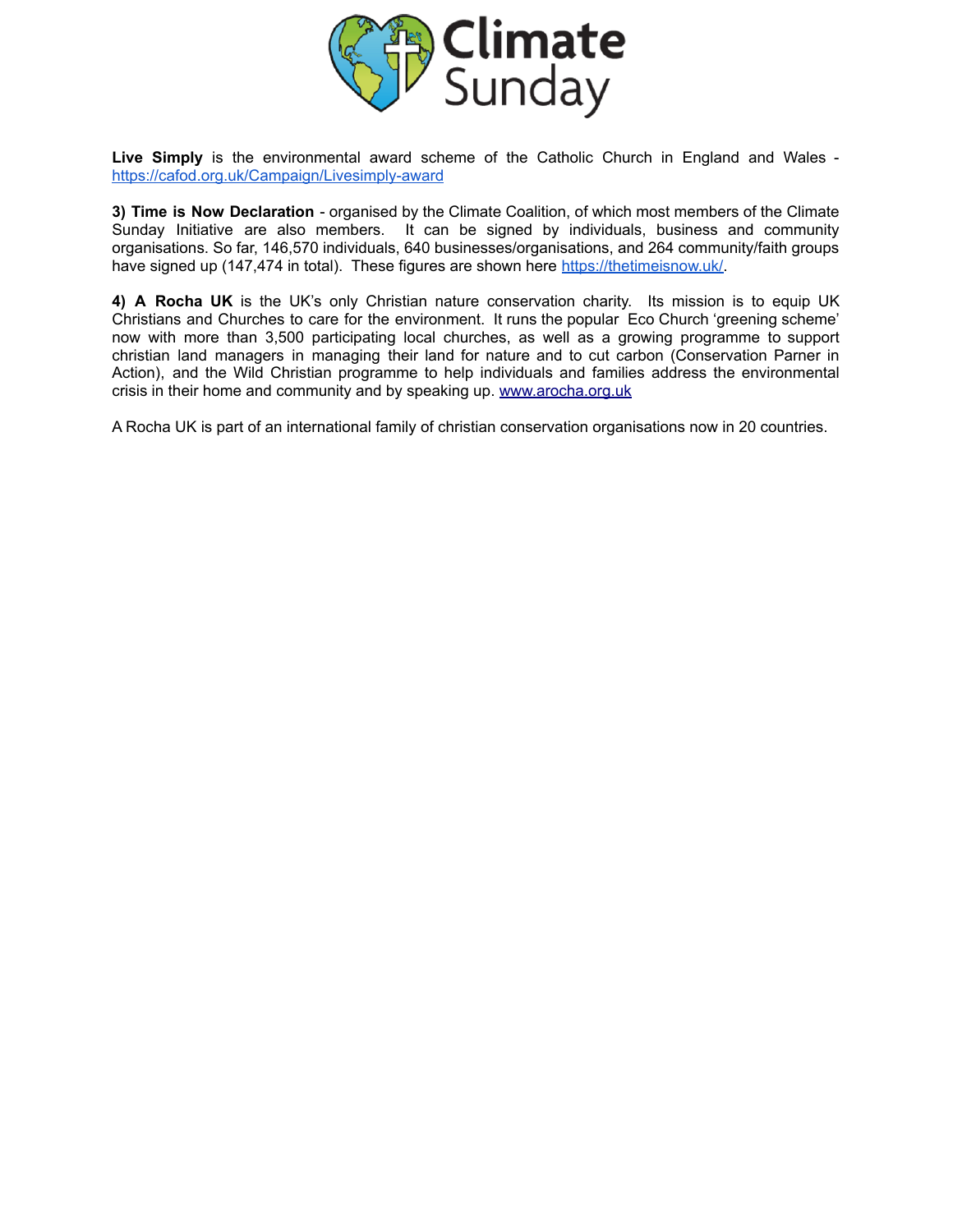**Live Simply** is the environmental award scheme of the Catholic Church in England and Wales - https://cafod.org.uk/Campaign/Livesimply-award

**3) Time is Now Declaration** - organised by the Climate Coalition, of which most members of the Climate Sunday Initiative are also members. It can be signed by individuals, business and community organisations. So far, 146,570 individuals, 640 businesses/organisations, and 264 community/faith groups have signed up (147,474 in total). These figures are shown here https://thetimeisnow.uk/.

**4) A Rocha UK** is the UK's only Christian nature conservation charity. Its mission is to equip UK Christians and Churches to care for the environment. It runs the popular Eco Church 'greening scheme' now with more than 3,500 participating local churches, as well as a growing programme to support christian land managers in managing their land for nature and to cut carbon (Conservation Parner in Action), and the Wild Christian programme to help individuals and families address the environmental crisis in their home and community and by speaking up. www.arocha.org.uk

A Rocha UK is part of an international family of christian conservation organisations now in 20 countries.